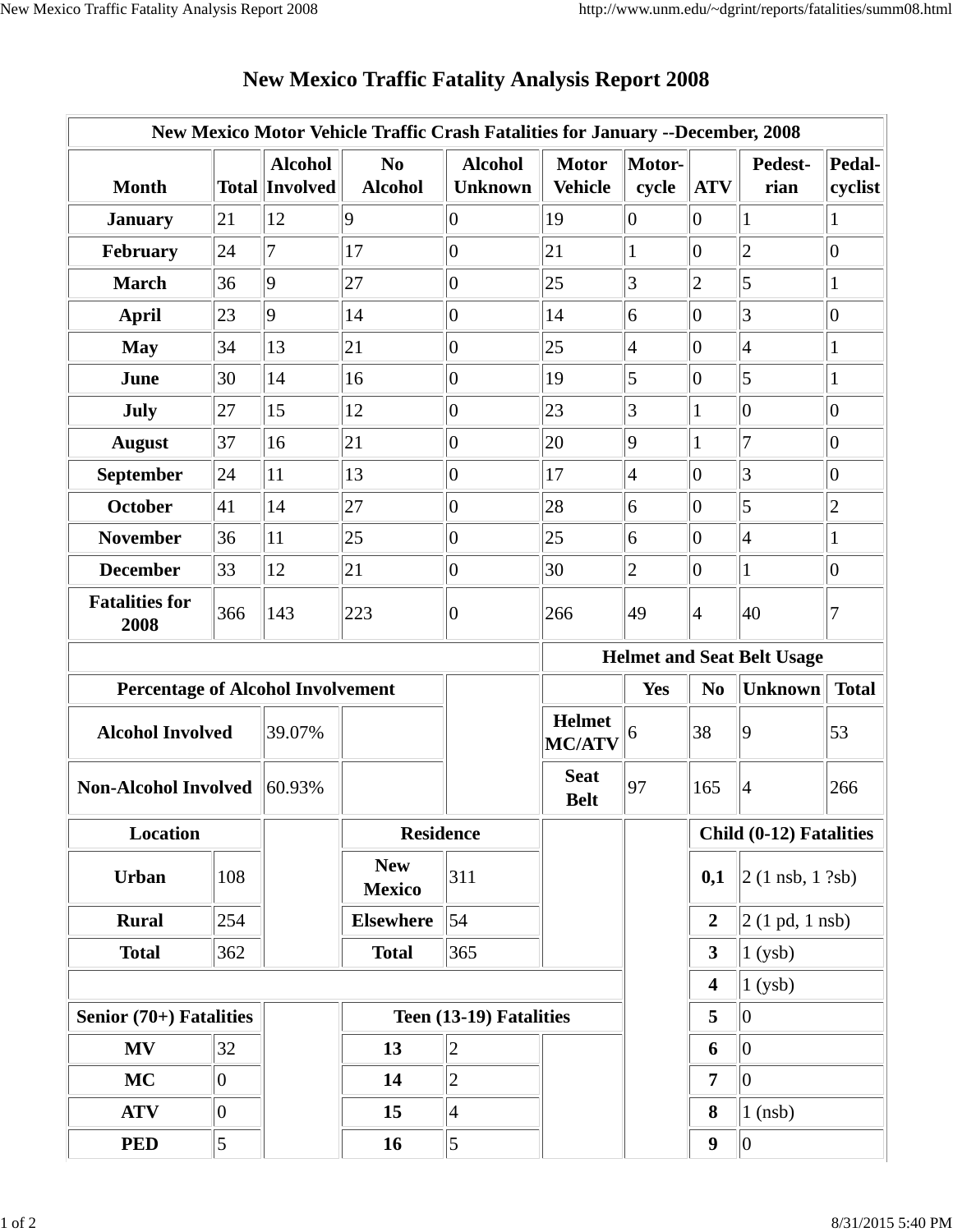# New Mexico Traffic Fatality Analysis Report 2008

| New Mexico Motor Vehicle Traffic Crash Fatalities for January --December, 2008 | | | | | | | | | |
|---|---|---|---|---|---|---|---|---|---|
| **Month** | **Total** | **Alcohol Involved** | **No Alcohol** | **Alcohol Unknown** | **Motor Vehicle** | **Motor-cycle** | **ATV** | **Pedest-rian** | **Pedal-cyclist** |
| **January** | 21 | 12 | 9 | 0 | 19 | 0 | 0 | 1 | 1 |
| **February** | 24 | 7 | 17 | 0 | 21 | 1 | 0 | 2 | 0 |
| **March** | 36 | 9 | 27 | 0 | 25 | 3 | 2 | 5 | 1 |
| **April** | 23 | 9 | 14 | 0 | 14 | 6 | 0 | 3 | 0 |
| **May** | 34 | 13 | 21 | 0 | 25 | 4 | 0 | 4 | 1 |
| **June** | 30 | 14 | 16 | 0 | 19 | 5 | 0 | 5 | 1 |
| **July** | 27 | 15 | 12 | 0 | 23 | 3 | 1 | 0 | 0 |
| **August** | 37 | 16 | 21 | 0 | 20 | 9 | 1 | 7 | 0 |
| **September** | 24 | 11 | 13 | 0 | 17 | 4 | 0 | 3 | 0 |
| **October** | 41 | 14 | 27 | 0 | 28 | 6 | 0 | 5 | 2 |
| **November** | 36 | 11 | 25 | 0 | 25 | 6 | 0 | 4 | 1 |
| **December** | 33 | 12 | 21 | 0 | 30 | 2 | 0 | 1 | 0 |
| **Fatalities for 2008** | 366 | 143 | 223 | 0 | 266 | 49 | 4 | 40 | 7 |

| Percentage of Alcohol Involvement | |
|---|---|
| **Alcohol Involved** | 39.07% |
| **Non-Alcohol Involved** | 60.93% |

| Helmet and Seat Belt Usage | | | | |
|---|---|---|---|---|
| | **Yes** | **No** | **Unknown** | **Total** |
| **Helmet MC/ATV** | 6 | 38 | 9 | 53 |
| **Seat Belt** | 97 | 165 | 4 | 266 |

| Location | |
|---|---|
| **Urban** | 108 |
| **Rural** | 254 |
| **Total** | 362 |

| Residence | |
|---|---|
| **New Mexico** | 311 |
| **Elsewhere** | 54 |
| **Total** | 365 |

| Child (0-12) Fatalities | |
|---|---|
| **0,1** | 2 (1 nsb, 1 ?sb) |
| **2** | 2 (1 pd, 1 nsb) |
| **3** | 1 (ysb) |
| **4** | 1 (ysb) |
| **5** | 0 |
| **6** | 0 |
| **7** | 0 |
| **8** | 1 (nsb) |
| **9** | 0 |

| Senior (70+) Fatalities | |
|---|---|
| **MV** | 32 |
| **MC** | 0 |
| **ATV** | 0 |
| **PED** | 5 |

| Teen (13-19) Fatalities | |
|---|---|
| **13** | 2 |
| **14** | 2 |
| **15** | 4 |
| **16** | 5 |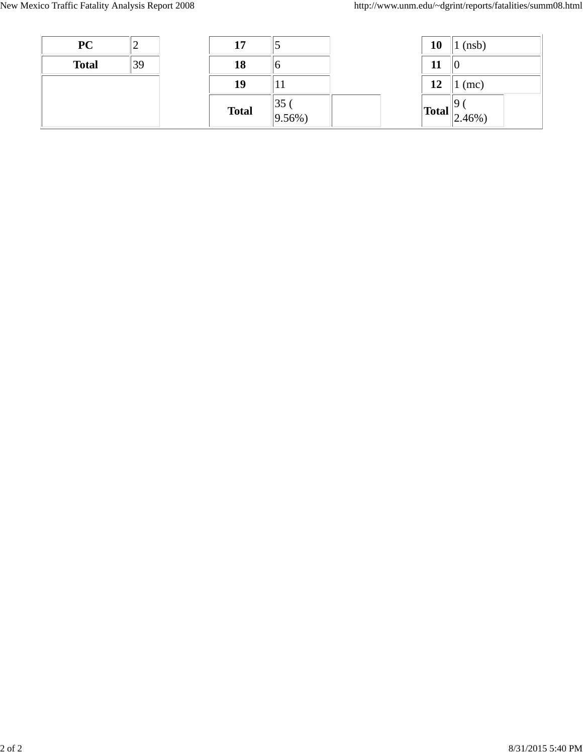| | | | | | | | |
|---|---|---|---|---|---|---|---|
| **PC** | 2 | **17** | 5 | | **10** | 1 (nsb) | |
| **Total** | 39 | **18** | 6 | | **11** | 0 | |
| | | **19** | 11 | | **12** | 1 (mc) | |
| | | **Total** | 35 ( 9.56%) | | **Total** | 9 ( 2.46%) | |